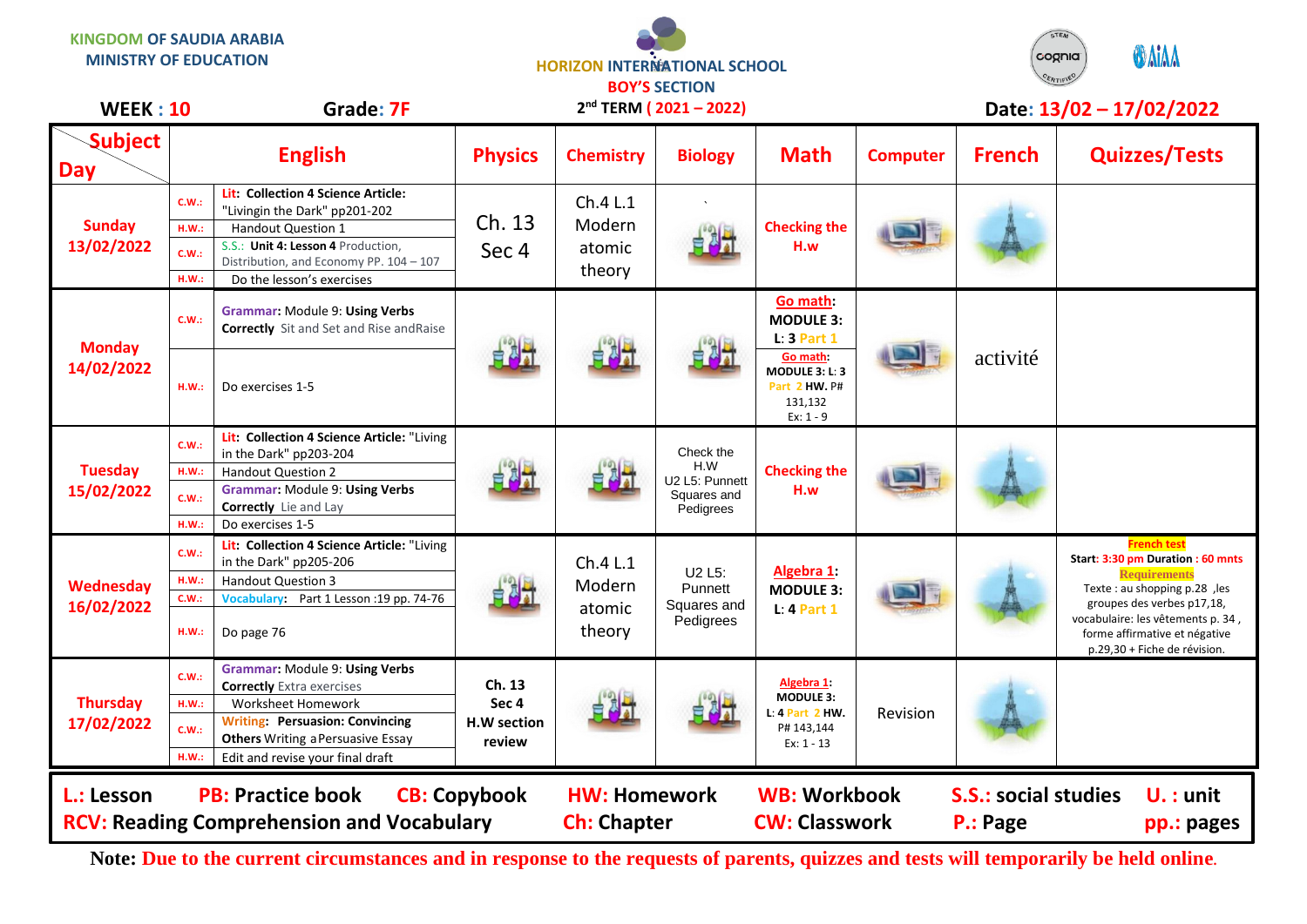KINGDOM OF SAUDIA ARABIA
MINISTRY OF EDUCATION

HORIZON INTERNATIONAL SCHOOL
BOY'S SECTION

**WEEK : 10** **Grade: 7F** **2nd TERM ( 2021 – 2022)** **Date: 13/02 – 17/02/2022**

| Subject / Day | English | | Physics | Chemistry | Biology | Math | Computer | French | Quizzes/Tests |
|---|---|---|---|---|---|---|---|---|---|
| **Sunday 13/02/2022** | C.W.: | **Lit: Collection 4 Science Article:** "Livingin the Dark" pp201-202 | Ch. 13 Sec 4 | Ch.4 L.1 Modern atomic theory | | **Checking the H.w** | | | |
| | H.W.: | Handout Question 1 | | | | | | | |
| | C.W.: | S.S.: **Unit 4: Lesson 4** Production, Distribution, and Economy PP. 104 – 107 | | | | | | | |
| | H.W.: | Do the lesson's exercises | | | | | | | |
| **Monday 14/02/2022** | C.W.: | **Grammar:** Module 9: **Using Verbs Correctly** Sit and Set and Rise andRaise | | | | **Go math: MODULE 3: L: 3 Part 1** | | activité | |
| | H.W.: | Do exercises 1-5 | | | | **Go math: MODULE 3: L: 3** Part 2 **HW.** P# 131,132 Ex: 1 - 9 | | | |
| **Tuesday 15/02/2022** | C.W.: | **Lit: Collection 4 Science Article:** "Living in the Dark" pp203-204 | | | Check the H.W U2 L5: Punnett Squares and Pedigrees | **Checking the H.w** | | | |
| | H.W.: | Handout Question 2 | | | | | | | |
| | C.W.: | **Grammar:** Module 9: **Using Verbs Correctly** Lie and Lay | | | | | | | |
| | H.W.: | Do exercises 1-5 | | | | | | | |
| **Wednesday 16/02/2022** | C.W.: | **Lit: Collection 4 Science Article:** "Living in the Dark" pp205-206 | | Ch.4 L.1 Modern atomic theory | U2 L5: Punnett Squares and Pedigrees | **Algebra 1: MODULE 3: L: 4 Part 1** | | | **French test** Start: 3:30 pm Duration : 60 mnts **Requirements** Texte : au shopping p.28 ,les groupes des verbes p17,18, vocabulaire: les vêtements p. 34 , forme affirmative et négative p.29,30 + Fiche de révision. |
| | H.W.: | Handout Question 3 | | | | | | | |
| | C.W.: | **Vocabulary:** Part 1 Lesson :19 pp. 74-76 | | | | | | | |
| | H.W.: | Do page 76 | | | | | | | |
| **Thursday 17/02/2022** | C.W.: | **Grammar:** Module 9: **Using Verbs Correctly** Extra exercises | **Ch. 13 Sec 4 H.W section review** | | | **Algebra 1: MODULE 3: L: 4** Part 2 **HW.** P# 143,144 Ex: 1 - 13 | Revision | | |
| | H.W.: | Worksheet Homework | | | | | | | |
| | C.W.: | **Writing: Persuasion: Convincing Others** Writing aPersuasive Essay | | | | | | | |
| | H.W.: | Edit and revise your final draft | | | | | | | |

**L.: Lesson** **PB: Practice book** **CB: Copybook** **HW: Homework** **WB: Workbook** **S.S.: social studies** **U. : unit**
**RCV: Reading Comprehension and Vocabulary** **Ch: Chapter** **CW: Classwork** **P.: Page** **pp.: pages**

**Note: Due to the current circumstances and in response to the requests of parents, quizzes and tests will temporarily be held online.**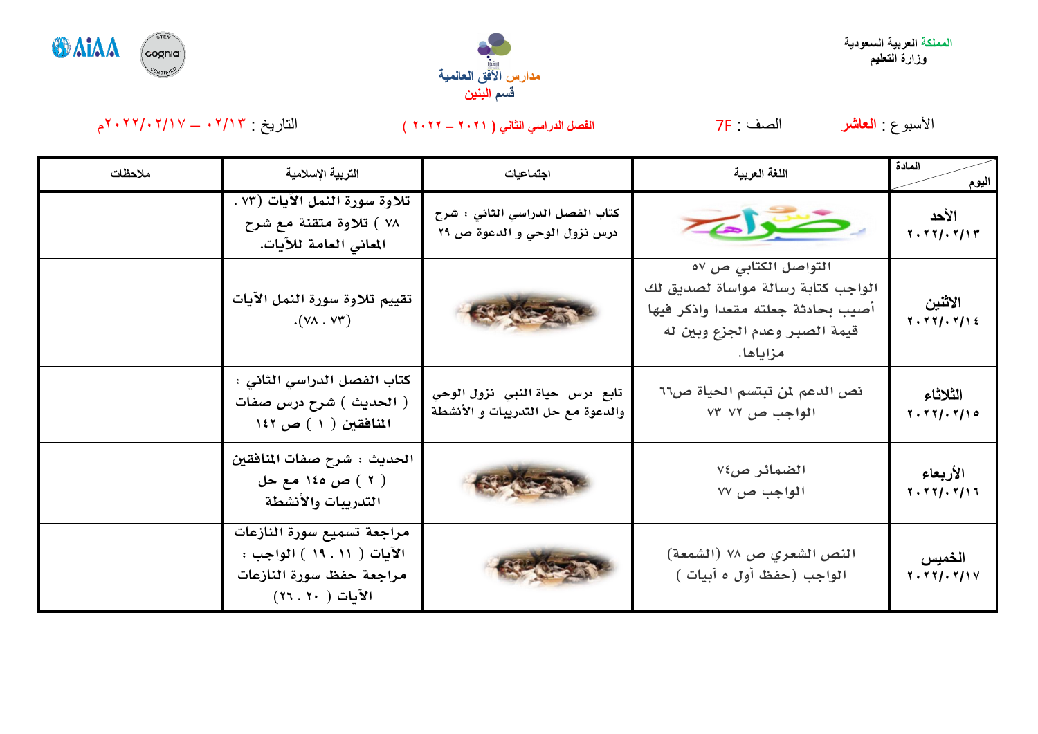المملكة العربية السعودية
وزارة التعليم

مدارس الأفق العالمية
قسم البنين

الأسبوع : العاشر　　الصف : 7F　　الفصل الدراسي الثاني ( ٢٠٢١ – ٢٠٢٢ )　　التاريخ : ٠٢/١٣ – ٢٠٢٢/٠٢/١٧م

| المادة / اليوم | اللغة العربية | اجتماعيات | التربية الإسلامية | ملاحظات |
|---|---|---|---|---|
| الأحد ٢٠٢٢/٠٢/١٣ | | كتاب الفصل الدراسي الثاني : شرح درس نزول الوحي و الدعوة ص ٢٩ | تلاوة سورة النمل الآيات (٧٣ . ٧٨ ) تلاوة متقنة مع شرح المعاني العامة للآيات. | |
| الاثنين ٢٠٢٢/٠٢/١٤ | التواصل الكتابي ص ٥٧ الواجب كتابة رسالة مواساة لصديق لك أصيب بحادثة جعلته مقعدا واذكر فيها قيمة الصبر وعدم الجزع وبين له مزاياها. | | تقييم تلاوة سورة النمل الآيات (٧٣ . ٧٨). | |
| الثلاثاء ٢٠٢٢/٠٢/١٥ | نص الدعم لمن تبتسم الحياة ص٦٦ الواجب ص ٧٢-٧٣ | تابع درس حياة النبي نزول الوحي والدعوة مع حل التدريبات و الأنشطة | كتاب الفصل الدراسي الثاني : ( الحديث ) شرح درس صفات المنافقين ( ١ ) ص ١٤٢ | |
| الأربعاء ٢٠٢٢/٠٢/١٦ | الضمائر ص٧٤ الواجب ص ٧٧ | | الحديث : شرح صفات المنافقين ( ٢ ) ص ١٤٥ مع حل التدريبات والأنشطة | |
| الخميس ٢٠٢٢/٠٢/١٧ | النص الشعري ص ٧٨ (الشمعة) الواجب (حفظ أول ٥ أبيات ) | | مراجعة تسميع سورة النازعات الآيات ( ١١ . ١٩ ) الواجب : مراجعة حفظ سورة النازعات الآيات ( ٢٠ . ٢٦) | |